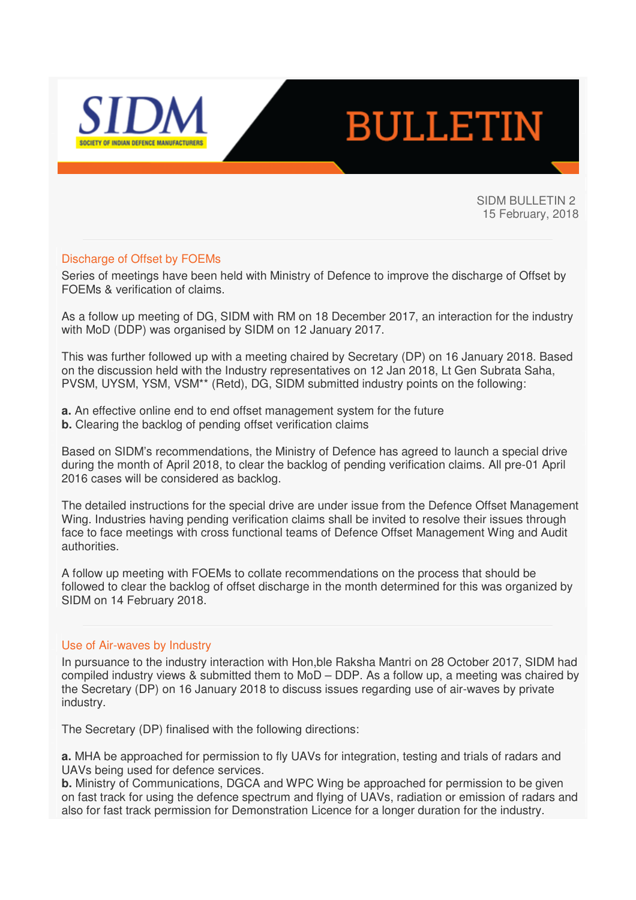# SIDM BULLETIN

SOCIETY OF INDIAN DEFENCE MANUFACTURERS

SIDM BULLETIN 2
15 February, 2018

## Discharge of Offset by FOEMs

Series of meetings have been held with Ministry of Defence to improve the discharge of Offset by FOEMs & verification of claims.

As a follow up meeting of DG, SIDM with RM on 18 December 2017, an interaction for the industry with MoD (DDP) was organised by SIDM on 12 January 2017.

This was further followed up with a meeting chaired by Secretary (DP) on 16 January 2018. Based on the discussion held with the Industry representatives on 12 Jan 2018, Lt Gen Subrata Saha, PVSM, UYSM, YSM, VSM** (Retd), DG, SIDM submitted industry points on the following:

**a.** An effective online end to end offset management system for the future
**b.** Clearing the backlog of pending offset verification claims

Based on SIDM's recommendations, the Ministry of Defence has agreed to launch a special drive during the month of April 2018, to clear the backlog of pending verification claims. All pre-01 April 2016 cases will be considered as backlog.

The detailed instructions for the special drive are under issue from the Defence Offset Management Wing. Industries having pending verification claims shall be invited to resolve their issues through face to face meetings with cross functional teams of Defence Offset Management Wing and Audit authorities.

A follow up meeting with FOEMs to collate recommendations on the process that should be followed to clear the backlog of offset discharge in the month determined for this was organized by SIDM on 14 February 2018.

## Use of Air-waves by Industry

In pursuance to the industry interaction with Hon,ble Raksha Mantri on 28 October 2017, SIDM had compiled industry views & submitted them to MoD – DDP. As a follow up, a meeting was chaired by the Secretary (DP) on 16 January 2018 to discuss issues regarding use of air-waves by private industry.

The Secretary (DP) finalised with the following directions:

**a.** MHA be approached for permission to fly UAVs for integration, testing and trials of radars and UAVs being used for defence services.
**b.** Ministry of Communications, DGCA and WPC Wing be approached for permission to be given on fast track for using the defence spectrum and flying of UAVs, radiation or emission of radars and also for fast track permission for Demonstration Licence for a longer duration for the industry.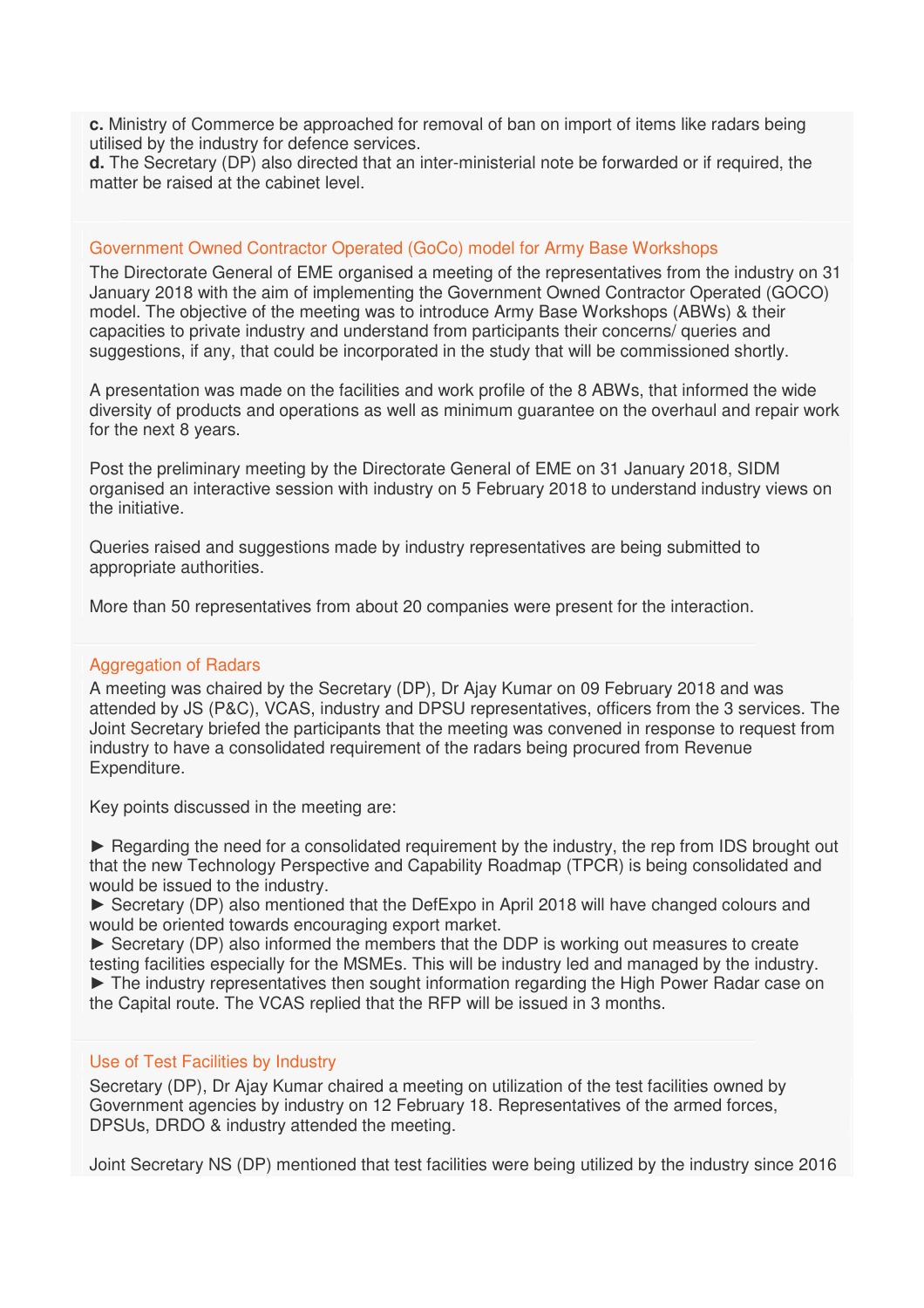**c.** Ministry of Commerce be approached for removal of ban on import of items like radars being utilised by the industry for defence services.
**d.** The Secretary (DP) also directed that an inter-ministerial note be forwarded or if required, the matter be raised at the cabinet level.

### Government Owned Contractor Operated (GoCo) model for Army Base Workshops

The Directorate General of EME organised a meeting of the representatives from the industry on 31 January 2018 with the aim of implementing the Government Owned Contractor Operated (GOCO) model. The objective of the meeting was to introduce Army Base Workshops (ABWs) & their capacities to private industry and understand from participants their concerns/ queries and suggestions, if any, that could be incorporated in the study that will be commissioned shortly.

A presentation was made on the facilities and work profile of the 8 ABWs, that informed the wide diversity of products and operations as well as minimum guarantee on the overhaul and repair work for the next 8 years.

Post the preliminary meeting by the Directorate General of EME on 31 January 2018, SIDM organised an interactive session with industry on 5 February 2018 to understand industry views on the initiative.

Queries raised and suggestions made by industry representatives are being submitted to appropriate authorities.

More than 50 representatives from about 20 companies were present for the interaction.

### Aggregation of Radars

A meeting was chaired by the Secretary (DP), Dr Ajay Kumar on 09 February 2018 and was attended by JS (P&C), VCAS, industry and DPSU representatives, officers from the 3 services. The Joint Secretary briefed the participants that the meeting was convened in response to request from industry to have a consolidated requirement of the radars being procured from Revenue Expenditure.

Key points discussed in the meeting are:

► Regarding the need for a consolidated requirement by the industry, the rep from IDS brought out that the new Technology Perspective and Capability Roadmap (TPCR) is being consolidated and would be issued to the industry.
► Secretary (DP) also mentioned that the DefExpo in April 2018 will have changed colours and would be oriented towards encouraging export market.
► Secretary (DP) also informed the members that the DDP is working out measures to create testing facilities especially for the MSMEs. This will be industry led and managed by the industry.
► The industry representatives then sought information regarding the High Power Radar case on the Capital route. The VCAS replied that the RFP will be issued in 3 months.

### Use of Test Facilities by Industry

Secretary (DP), Dr Ajay Kumar chaired a meeting on utilization of the test facilities owned by Government agencies by industry on 12 February 18. Representatives of the armed forces, DPSUs, DRDO & industry attended the meeting.

Joint Secretary NS (DP) mentioned that test facilities were being utilized by the industry since 2016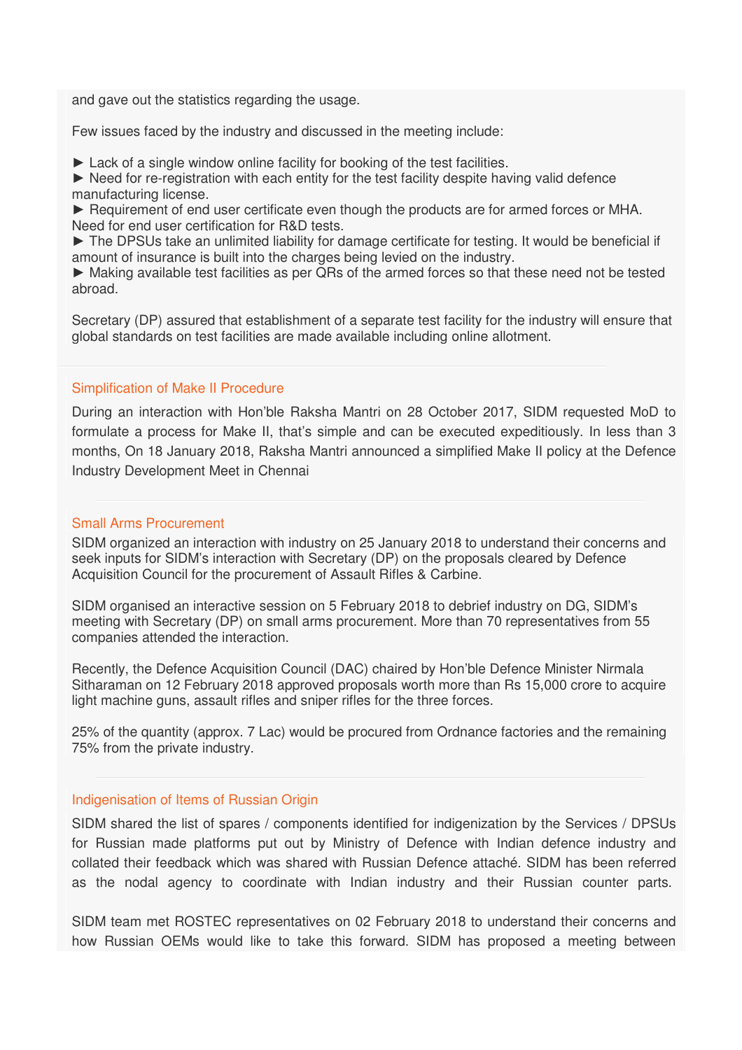and gave out the statistics regarding the usage.

Few issues faced by the industry and discussed in the meeting include:

► Lack of a single window online facility for booking of the test facilities.
► Need for re-registration with each entity for the test facility despite having valid defence manufacturing license.
► Requirement of end user certificate even though the products are for armed forces or MHA. Need for end user certification for R&D tests.
► The DPSUs take an unlimited liability for damage certificate for testing. It would be beneficial if amount of insurance is built into the charges being levied on the industry.
► Making available test facilities as per QRs of the armed forces so that these need not be tested abroad.

Secretary (DP) assured that establishment of a separate test facility for the industry will ensure that global standards on test facilities are made available including online allotment.

## Simplification of Make II Procedure

During an interaction with Hon'ble Raksha Mantri on 28 October 2017, SIDM requested MoD to formulate a process for Make II, that's simple and can be executed expeditiously. In less than 3 months, On 18 January 2018, Raksha Mantri announced a simplified Make II policy at the Defence Industry Development Meet in Chennai

## Small Arms Procurement

SIDM organized an interaction with industry on 25 January 2018 to understand their concerns and seek inputs for SIDM's interaction with Secretary (DP) on the proposals cleared by Defence Acquisition Council for the procurement of Assault Rifles & Carbine.

SIDM organised an interactive session on 5 February 2018 to debrief industry on DG, SIDM's meeting with Secretary (DP) on small arms procurement. More than 70 representatives from 55 companies attended the interaction.

Recently, the Defence Acquisition Council (DAC) chaired by Hon'ble Defence Minister Nirmala Sitharaman on 12 February 2018 approved proposals worth more than Rs 15,000 crore to acquire light machine guns, assault rifles and sniper rifles for the three forces.

25% of the quantity (approx. 7 Lac) would be procured from Ordnance factories and the remaining 75% from the private industry.

## Indigenisation of Items of Russian Origin

SIDM shared the list of spares / components identified for indigenization by the Services / DPSUs for Russian made platforms put out by Ministry of Defence with Indian defence industry and collated their feedback which was shared with Russian Defence attaché. SIDM has been referred as the nodal agency to coordinate with Indian industry and their Russian counter parts.

SIDM team met ROSTEC representatives on 02 February 2018 to understand their concerns and how Russian OEMs would like to take this forward. SIDM has proposed a meeting between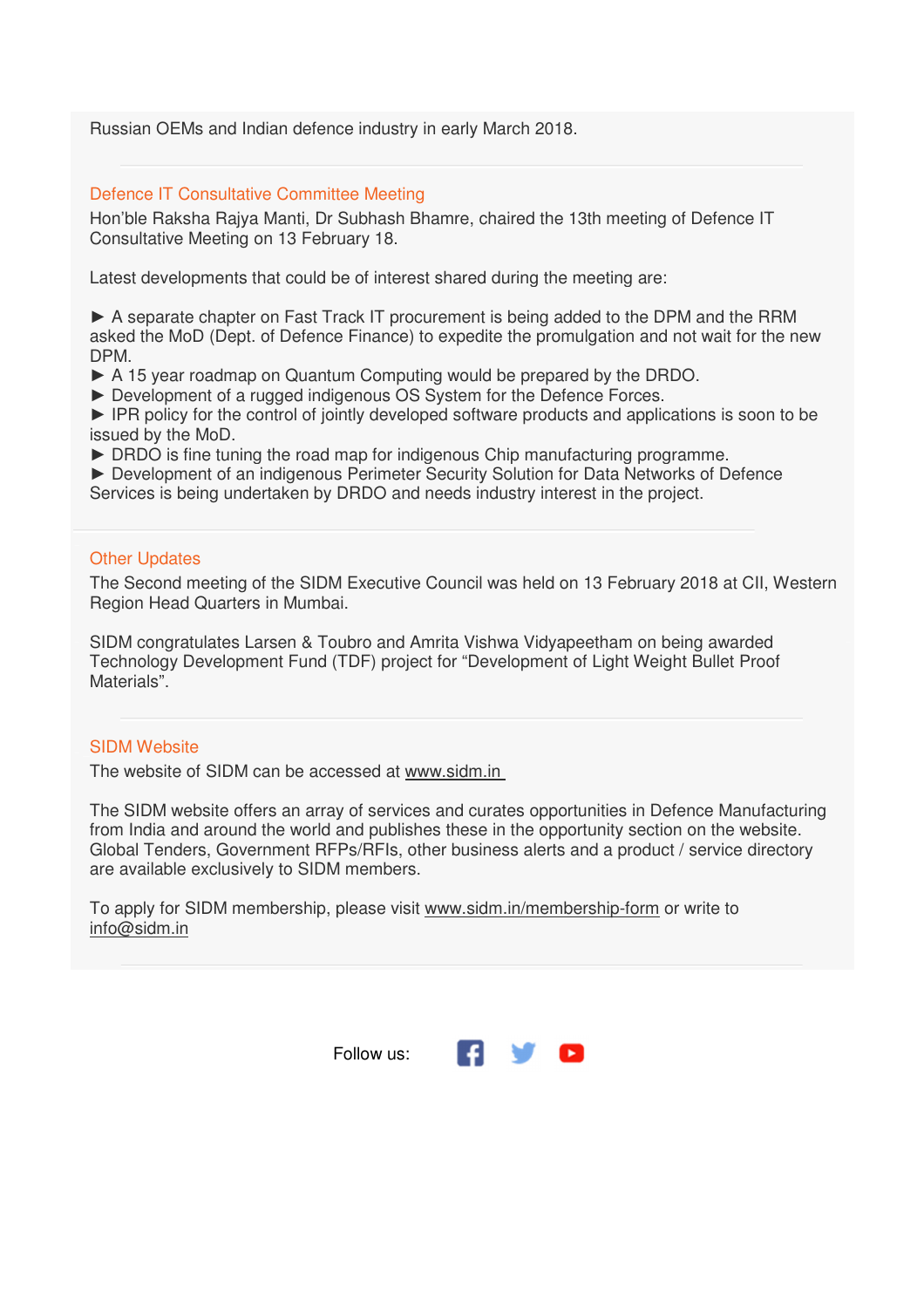Russian OEMs and Indian defence industry in early March 2018.

---

## Defence IT Consultative Committee Meeting

Hon'ble Raksha Rajya Manti, Dr Subhash Bhamre, chaired the 13th meeting of Defence IT Consultative Meeting on 13 February 18.

Latest developments that could be of interest shared during the meeting are:

► A separate chapter on Fast Track IT procurement is being added to the DPM and the RRM asked the MoD (Dept. of Defence Finance) to expedite the promulgation and not wait for the new DPM.
► A 15 year roadmap on Quantum Computing would be prepared by the DRDO.
► Development of a rugged indigenous OS System for the Defence Forces.
► IPR policy for the control of jointly developed software products and applications is soon to be issued by the MoD.
► DRDO is fine tuning the road map for indigenous Chip manufacturing programme.
► Development of an indigenous Perimeter Security Solution for Data Networks of Defence Services is being undertaken by DRDO and needs industry interest in the project.

---

## Other Updates

The Second meeting of the SIDM Executive Council was held on 13 February 2018 at CII, Western Region Head Quarters in Mumbai.

SIDM congratulates Larsen & Toubro and Amrita Vishwa Vidyapeetham on being awarded Technology Development Fund (TDF) project for "Development of Light Weight Bullet Proof Materials".

---

## SIDM Website

The website of SIDM can be accessed at www.sidm.in

The SIDM website offers an array of services and curates opportunities in Defence Manufacturing from India and around the world and publishes these in the opportunity section on the website. Global Tenders, Government RFPs/RFIs, other business alerts and a product / service directory are available exclusively to SIDM members.

To apply for SIDM membership, please visit www.sidm.in/membership-form or write to info@sidm.in

---

Follow us: